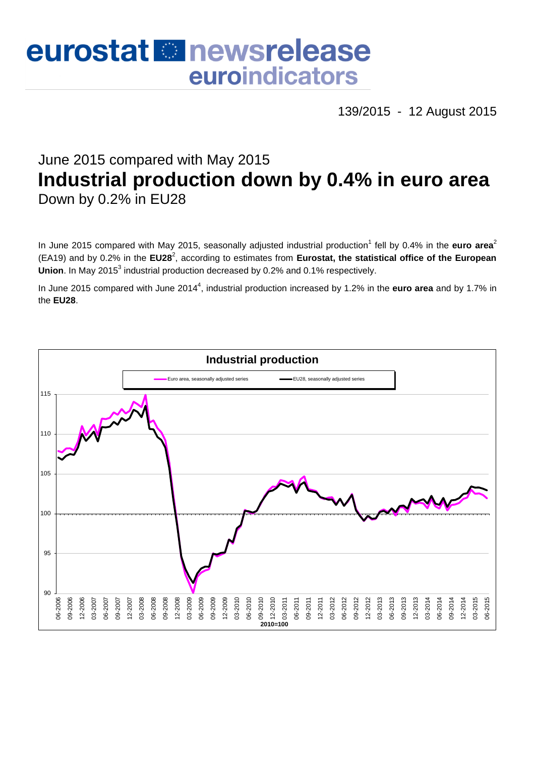# eurostat newsrelease euroindicators

139/2015 - 12 August 2015

## June 2015 compared with May 2015

# Industrial production down by 0.4% in euro area

## Down by 0.2% in EU28

In June 2015 compared with May 2015, seasonally adjusted industrial production[1] fell by 0.4% in the **euro area**[2] (EA19) and by 0.2% in the **EU28**[2], according to estimates from **Eurostat, the statistical office of the European Union**. In May 2015[3] industrial production decreased by 0.2% and 0.1% respectively.

In June 2015 compared with June 2014[4], industrial production increased by 1.2% in the **euro area** and by 1.7% in the **EU28**.

**Industrial production**

Euro area, seasonally adjusted series — EU28, seasonally adjusted series

2010=100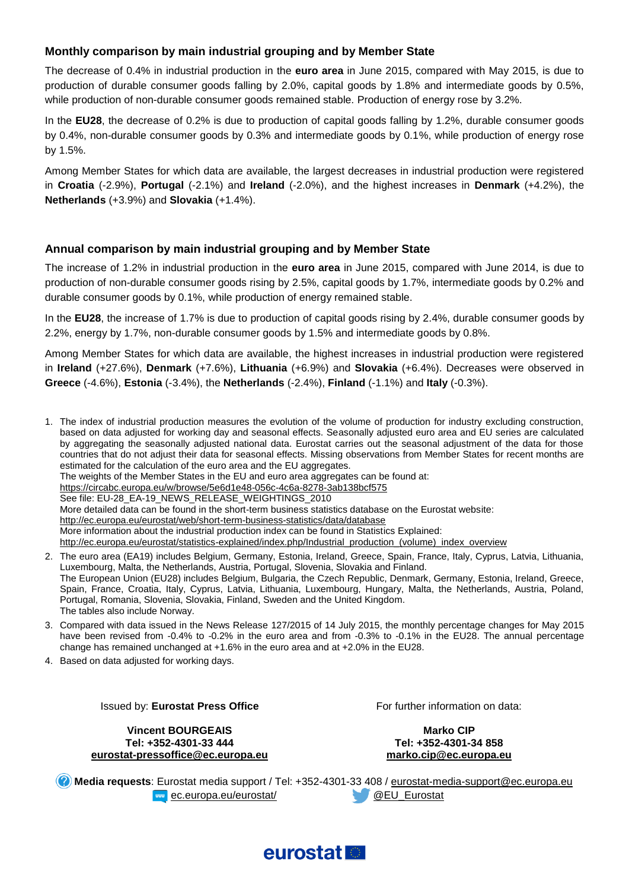## Monthly comparison by main industrial grouping and by Member State

The decrease of 0.4% in industrial production in the **euro area** in June 2015, compared with May 2015, is due to production of durable consumer goods falling by 2.0%, capital goods by 1.8% and intermediate goods by 0.5%, while production of non-durable consumer goods remained stable. Production of energy rose by 3.2%.

In the **EU28**, the decrease of 0.2% is due to production of capital goods falling by 1.2%, durable consumer goods by 0.4%, non-durable consumer goods by 0.3% and intermediate goods by 0.1%, while production of energy rose by 1.5%.

Among Member States for which data are available, the largest decreases in industrial production were registered in **Croatia** (-2.9%), **Portugal** (-2.1%) and **Ireland** (-2.0%), and the highest increases in **Denmark** (+4.2%), the **Netherlands** (+3.9%) and **Slovakia** (+1.4%).

## Annual comparison by main industrial grouping and by Member State

The increase of 1.2% in industrial production in the **euro area** in June 2015, compared with June 2014, is due to production of non-durable consumer goods rising by 2.5%, capital goods by 1.7%, intermediate goods by 0.2% and durable consumer goods by 0.1%, while production of energy remained stable.

In the **EU28**, the increase of 1.7% is due to production of capital goods rising by 2.4%, durable consumer goods by 2.2%, energy by 1.7%, non-durable consumer goods by 1.5% and intermediate goods by 0.8%.

Among Member States for which data are available, the highest increases in industrial production were registered in **Ireland** (+27.6%), **Denmark** (+7.6%), **Lithuania** (+6.9%) and **Slovakia** (+6.4%). Decreases were observed in **Greece** (-4.6%), **Estonia** (-3.4%), the **Netherlands** (-2.4%), **Finland** (-1.1%) and **Italy** (-0.3%).

1. The index of industrial production measures the evolution of the volume of production for industry excluding construction, based on data adjusted for working day and seasonal effects. Seasonally adjusted euro area and EU series are calculated by aggregating the seasonally adjusted national data. Eurostat carries out the seasonal adjustment of the data for those countries that do not adjust their data for seasonal effects. Missing observations from Member States for recent months are estimated for the calculation of the euro area and the EU aggregates.
   The weights of the Member States in the EU and euro area aggregates can be found at:
   https://circabc.europa.eu/w/browse/5e6d1e48-056c-4c6a-8278-3ab138bcf575
   See file: EU-28_EA-19_NEWS_RELEASE_WEIGHTINGS_2010
   More detailed data can be found in the short-term business statistics database on the Eurostat website:
   http://ec.europa.eu/eurostat/web/short-term-business-statistics/data/database
   More information about the industrial production index can be found in Statistics Explained:
   http://ec.europa.eu/eurostat/statistics-explained/index.php/Industrial_production_(volume)_index_overview
2. The euro area (EA19) includes Belgium, Germany, Estonia, Ireland, Greece, Spain, France, Italy, Cyprus, Latvia, Lithuania, Luxembourg, Malta, the Netherlands, Austria, Portugal, Slovenia, Slovakia and Finland.
   The European Union (EU28) includes Belgium, Bulgaria, the Czech Republic, Denmark, Germany, Estonia, Ireland, Greece, Spain, France, Croatia, Italy, Cyprus, Latvia, Lithuania, Luxembourg, Hungary, Malta, the Netherlands, Austria, Poland, Portugal, Romania, Slovenia, Slovakia, Finland, Sweden and the United Kingdom.
   The tables also include Norway.
3. Compared with data issued in the News Release 127/2015 of 14 July 2015, the monthly percentage changes for May 2015 have been revised from -0.4% to -0.2% in the euro area and from -0.3% to -0.1% in the EU28. The annual percentage change has remained unchanged at +1.6% in the euro area and at +2.0% in the EU28.
4. Based on data adjusted for working days.

Issued by: **Eurostat Press Office**

**Vincent BOURGEAIS**
**Tel: +352-4301-33 444**
**eurostat-pressoffice@ec.europa.eu**

For further information on data:

**Marko CIP**
**Tel: +352-4301-34 858**
**marko.cip@ec.europa.eu**

**Media requests**: Eurostat media support / Tel: +352-4301-33 408 / eurostat-media-support@ec.europa.eu

ec.europa.eu/eurostat/ @EU_Eurostat

eurostat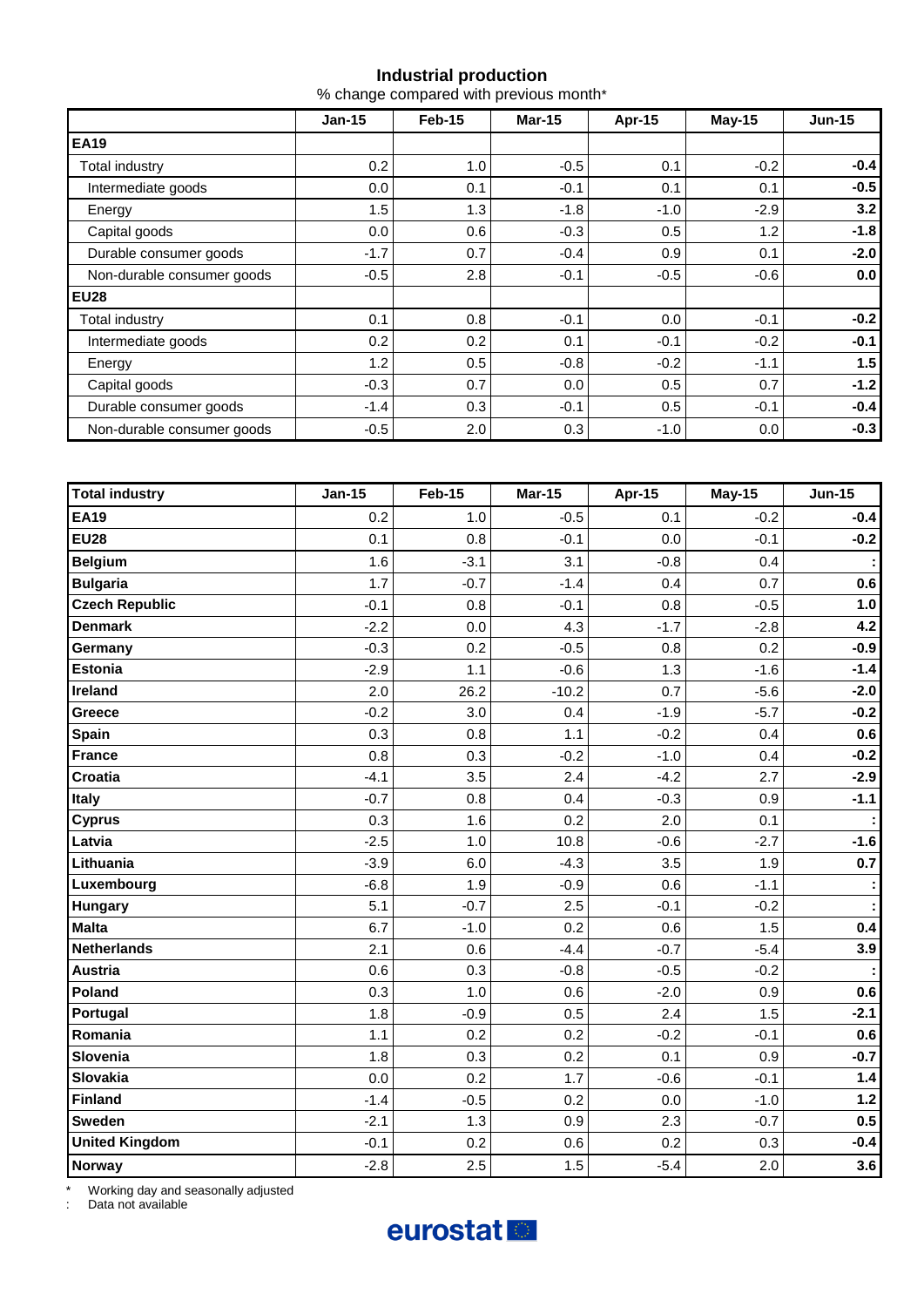## Industrial production

% change compared with previous month*

| | Jan-15 | Feb-15 | Mar-15 | Apr-15 | May-15 | Jun-15 |
|---|---|---|---|---|---|---|
| **EA19** | | | | | | |
| Total industry | 0.2 | 1.0 | -0.5 | 0.1 | -0.2 | **-0.4** |
| Intermediate goods | 0.0 | 0.1 | -0.1 | 0.1 | 0.1 | **-0.5** |
| Energy | 1.5 | 1.3 | -1.8 | -1.0 | -2.9 | **3.2** |
| Capital goods | 0.0 | 0.6 | -0.3 | 0.5 | 1.2 | **-1.8** |
| Durable consumer goods | -1.7 | 0.7 | -0.4 | 0.9 | 0.1 | **-2.0** |
| Non-durable consumer goods | -0.5 | 2.8 | -0.1 | -0.5 | -0.6 | **0.0** |
| **EU28** | | | | | | |
| Total industry | 0.1 | 0.8 | -0.1 | 0.0 | -0.1 | **-0.2** |
| Intermediate goods | 0.2 | 0.2 | 0.1 | -0.1 | -0.2 | **-0.1** |
| Energy | 1.2 | 0.5 | -0.8 | -0.2 | -1.1 | **1.5** |
| Capital goods | -0.3 | 0.7 | 0.0 | 0.5 | 0.7 | **-1.2** |
| Durable consumer goods | -1.4 | 0.3 | -0.1 | 0.5 | -0.1 | **-0.4** |
| Non-durable consumer goods | -0.5 | 2.0 | 0.3 | -1.0 | 0.0 | **-0.3** |

| **Total industry** | **Jan-15** | **Feb-15** | **Mar-15** | **Apr-15** | **May-15** | **Jun-15** |
|---|---|---|---|---|---|---|
| **EA19** | 0.2 | 1.0 | -0.5 | 0.1 | -0.2 | **-0.4** |
| **EU28** | 0.1 | 0.8 | -0.1 | 0.0 | -0.1 | **-0.2** |
| **Belgium** | 1.6 | -3.1 | 3.1 | -0.8 | 0.4 | **:** |
| **Bulgaria** | 1.7 | -0.7 | -1.4 | 0.4 | 0.7 | **0.6** |
| **Czech Republic** | -0.1 | 0.8 | -0.1 | 0.8 | -0.5 | **1.0** |
| **Denmark** | -2.2 | 0.0 | 4.3 | -1.7 | -2.8 | **4.2** |
| **Germany** | -0.3 | 0.2 | -0.5 | 0.8 | 0.2 | **-0.9** |
| **Estonia** | -2.9 | 1.1 | -0.6 | 1.3 | -1.6 | **-1.4** |
| **Ireland** | 2.0 | 26.2 | -10.2 | 0.7 | -5.6 | **-2.0** |
| **Greece** | -0.2 | 3.0 | 0.4 | -1.9 | -5.7 | **-0.2** |
| **Spain** | 0.3 | 0.8 | 1.1 | -0.2 | 0.4 | **0.6** |
| **France** | 0.8 | 0.3 | -0.2 | -1.0 | 0.4 | **-0.2** |
| **Croatia** | -4.1 | 3.5 | 2.4 | -4.2 | 2.7 | **-2.9** |
| **Italy** | -0.7 | 0.8 | 0.4 | -0.3 | 0.9 | **-1.1** |
| **Cyprus** | 0.3 | 1.6 | 0.2 | 2.0 | 0.1 | **:** |
| **Latvia** | -2.5 | 1.0 | 10.8 | -0.6 | -2.7 | **-1.6** |
| **Lithuania** | -3.9 | 6.0 | -4.3 | 3.5 | 1.9 | **0.7** |
| **Luxembourg** | -6.8 | 1.9 | -0.9 | 0.6 | -1.1 | **:** |
| **Hungary** | 5.1 | -0.7 | 2.5 | -0.1 | -0.2 | **:** |
| **Malta** | 6.7 | -1.0 | 0.2 | 0.6 | 1.5 | **0.4** |
| **Netherlands** | 2.1 | 0.6 | -4.4 | -0.7 | -5.4 | **3.9** |
| **Austria** | 0.6 | 0.3 | -0.8 | -0.5 | -0.2 | **:** |
| **Poland** | 0.3 | 1.0 | 0.6 | -2.0 | 0.9 | **0.6** |
| **Portugal** | 1.8 | -0.9 | 0.5 | 2.4 | 1.5 | **-2.1** |
| **Romania** | 1.1 | 0.2 | 0.2 | -0.2 | -0.1 | **0.6** |
| **Slovenia** | 1.8 | 0.3 | 0.2 | 0.1 | 0.9 | **-0.7** |
| **Slovakia** | 0.0 | 0.2 | 1.7 | -0.6 | -0.1 | **1.4** |
| **Finland** | -1.4 | -0.5 | 0.2 | 0.0 | -1.0 | **1.2** |
| **Sweden** | -2.1 | 1.3 | 0.9 | 2.3 | -0.7 | **0.5** |
| **United Kingdom** | -0.1 | 0.2 | 0.6 | 0.2 | 0.3 | **-0.4** |
| **Norway** | -2.8 | 2.5 | 1.5 | -5.4 | 2.0 | **3.6** |

\* Working day and seasonally adjusted

: Data not available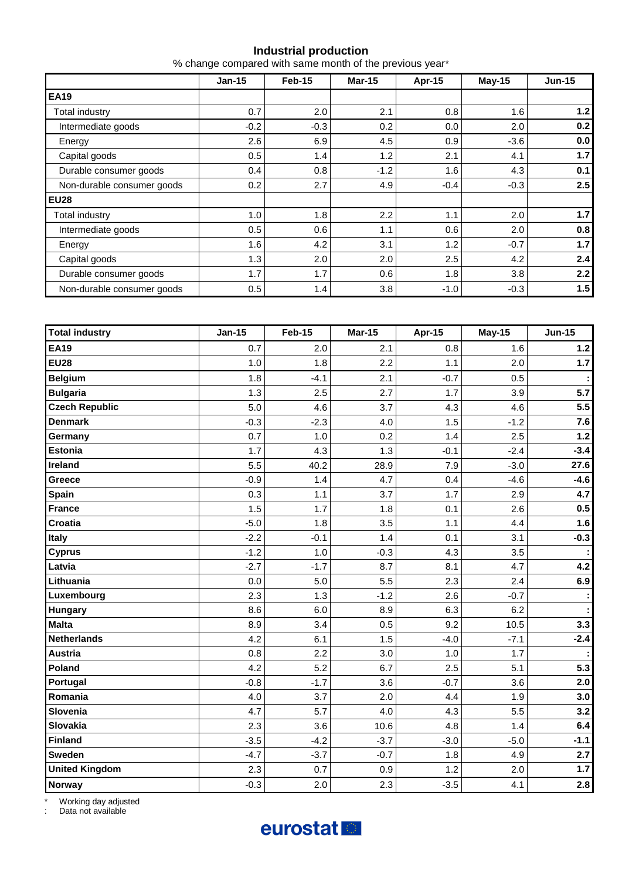## Industrial production

% change compared with same month of the previous year*

| | Jan-15 | Feb-15 | Mar-15 | Apr-15 | May-15 | Jun-15 |
|---|---|---|---|---|---|---|
| **EA19** | | | | | | |
| Total industry | 0.7 | 2.0 | 2.1 | 0.8 | 1.6 | **1.2** |
| Intermediate goods | -0.2 | -0.3 | 0.2 | 0.0 | 2.0 | **0.2** |
| Energy | 2.6 | 6.9 | 4.5 | 0.9 | -3.6 | **0.0** |
| Capital goods | 0.5 | 1.4 | 1.2 | 2.1 | 4.1 | **1.7** |
| Durable consumer goods | 0.4 | 0.8 | -1.2 | 1.6 | 4.3 | **0.1** |
| Non-durable consumer goods | 0.2 | 2.7 | 4.9 | -0.4 | -0.3 | **2.5** |
| **EU28** | | | | | | |
| Total industry | 1.0 | 1.8 | 2.2 | 1.1 | 2.0 | **1.7** |
| Intermediate goods | 0.5 | 0.6 | 1.1 | 0.6 | 2.0 | **0.8** |
| Energy | 1.6 | 4.2 | 3.1 | 1.2 | -0.7 | **1.7** |
| Capital goods | 1.3 | 2.0 | 2.0 | 2.5 | 4.2 | **2.4** |
| Durable consumer goods | 1.7 | 1.7 | 0.6 | 1.8 | 3.8 | **2.2** |
| Non-durable consumer goods | 0.5 | 1.4 | 3.8 | -1.0 | -0.3 | **1.5** |

| **Total industry** | Jan-15 | Feb-15 | Mar-15 | Apr-15 | May-15 | Jun-15 |
|---|---|---|---|---|---|---|
| **EA19** | 0.7 | 2.0 | 2.1 | 0.8 | 1.6 | **1.2** |
| **EU28** | 1.0 | 1.8 | 2.2 | 1.1 | 2.0 | **1.7** |
| **Belgium** | 1.8 | -4.1 | 2.1 | -0.7 | 0.5 | **:** |
| **Bulgaria** | 1.3 | 2.5 | 2.7 | 1.7 | 3.9 | **5.7** |
| **Czech Republic** | 5.0 | 4.6 | 3.7 | 4.3 | 4.6 | **5.5** |
| **Denmark** | -0.3 | -2.3 | 4.0 | 1.5 | -1.2 | **7.6** |
| **Germany** | 0.7 | 1.0 | 0.2 | 1.4 | 2.5 | **1.2** |
| **Estonia** | 1.7 | 4.3 | 1.3 | -0.1 | -2.4 | **-3.4** |
| **Ireland** | 5.5 | 40.2 | 28.9 | 7.9 | -3.0 | **27.6** |
| **Greece** | -0.9 | 1.4 | 4.7 | 0.4 | -4.6 | **-4.6** |
| **Spain** | 0.3 | 1.1 | 3.7 | 1.7 | 2.9 | **4.7** |
| **France** | 1.5 | 1.7 | 1.8 | 0.1 | 2.6 | **0.5** |
| **Croatia** | -5.0 | 1.8 | 3.5 | 1.1 | 4.4 | **1.6** |
| **Italy** | -2.2 | -0.1 | 1.4 | 0.1 | 3.1 | **-0.3** |
| **Cyprus** | -1.2 | 1.0 | -0.3 | 4.3 | 3.5 | **:** |
| **Latvia** | -2.7 | -1.7 | 8.7 | 8.1 | 4.7 | **4.2** |
| **Lithuania** | 0.0 | 5.0 | 5.5 | 2.3 | 2.4 | **6.9** |
| **Luxembourg** | 2.3 | 1.3 | -1.2 | 2.6 | -0.7 | **:** |
| **Hungary** | 8.6 | 6.0 | 8.9 | 6.3 | 6.2 | **:** |
| **Malta** | 8.9 | 3.4 | 0.5 | 9.2 | 10.5 | **3.3** |
| **Netherlands** | 4.2 | 6.1 | 1.5 | -4.0 | -7.1 | **-2.4** |
| **Austria** | 0.8 | 2.2 | 3.0 | 1.0 | 1.7 | **:** |
| **Poland** | 4.2 | 5.2 | 6.7 | 2.5 | 5.1 | **5.3** |
| **Portugal** | -0.8 | -1.7 | 3.6 | -0.7 | 3.6 | **2.0** |
| **Romania** | 4.0 | 3.7 | 2.0 | 4.4 | 1.9 | **3.0** |
| **Slovenia** | 4.7 | 5.7 | 4.0 | 4.3 | 5.5 | **3.2** |
| **Slovakia** | 2.3 | 3.6 | 10.6 | 4.8 | 1.4 | **6.4** |
| **Finland** | -3.5 | -4.2 | -3.7 | -3.0 | -5.0 | **-1.1** |
| **Sweden** | -4.7 | -3.7 | -0.7 | 1.8 | 4.9 | **2.7** |
| **United Kingdom** | 2.3 | 0.7 | 0.9 | 1.2 | 2.0 | **1.7** |
| **Norway** | -0.3 | 2.0 | 2.3 | -3.5 | 4.1 | **2.8** |

\* Working day adjusted

: Data not available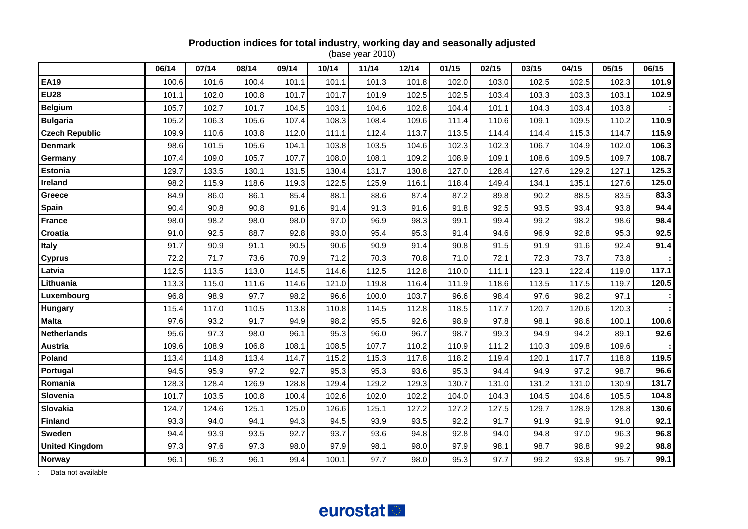**Production indices for total industry, working day and seasonally adjusted**
(base year 2010)

| | 06/14 | 07/14 | 08/14 | 09/14 | 10/14 | 11/14 | 12/14 | 01/15 | 02/15 | 03/15 | 04/15 | 05/15 | 06/15 |
|---|---|---|---|---|---|---|---|---|---|---|---|---|---|
| **EA19** | 100.6 | 101.6 | 100.4 | 101.1 | 101.1 | 101.3 | 101.8 | 102.0 | 103.0 | 102.5 | 102.5 | 102.3 | **101.9** |
| **EU28** | 101.1 | 102.0 | 100.8 | 101.7 | 101.7 | 101.9 | 102.5 | 102.5 | 103.4 | 103.3 | 103.3 | 103.1 | **102.9** |
| **Belgium** | 105.7 | 102.7 | 101.7 | 104.5 | 103.1 | 104.6 | 102.8 | 104.4 | 101.1 | 104.3 | 103.4 | 103.8 | **:** |
| **Bulgaria** | 105.2 | 106.3 | 105.6 | 107.4 | 108.3 | 108.4 | 109.6 | 111.4 | 110.6 | 109.1 | 109.5 | 110.2 | **110.9** |
| **Czech Republic** | 109.9 | 110.6 | 103.8 | 112.0 | 111.1 | 112.4 | 113.7 | 113.5 | 114.4 | 114.4 | 115.3 | 114.7 | **115.9** |
| **Denmark** | 98.6 | 101.5 | 105.6 | 104.1 | 103.8 | 103.5 | 104.6 | 102.3 | 102.3 | 106.7 | 104.9 | 102.0 | **106.3** |
| **Germany** | 107.4 | 109.0 | 105.7 | 107.7 | 108.0 | 108.1 | 109.2 | 108.9 | 109.1 | 108.6 | 109.5 | 109.7 | **108.7** |
| **Estonia** | 129.7 | 133.5 | 130.1 | 131.5 | 130.4 | 131.7 | 130.8 | 127.0 | 128.4 | 127.6 | 129.2 | 127.1 | **125.3** |
| **Ireland** | 98.2 | 115.9 | 118.6 | 119.3 | 122.5 | 125.9 | 116.1 | 118.4 | 149.4 | 134.1 | 135.1 | 127.6 | **125.0** |
| **Greece** | 84.9 | 86.0 | 86.1 | 85.4 | 88.1 | 88.6 | 87.4 | 87.2 | 89.8 | 90.2 | 88.5 | 83.5 | **83.3** |
| **Spain** | 90.4 | 90.8 | 90.8 | 91.6 | 91.4 | 91.3 | 91.6 | 91.8 | 92.5 | 93.5 | 93.4 | 93.8 | **94.4** |
| **France** | 98.0 | 98.2 | 98.0 | 98.0 | 97.0 | 96.9 | 98.3 | 99.1 | 99.4 | 99.2 | 98.2 | 98.6 | **98.4** |
| **Croatia** | 91.0 | 92.5 | 88.7 | 92.8 | 93.0 | 95.4 | 95.3 | 91.4 | 94.6 | 96.9 | 92.8 | 95.3 | **92.5** |
| **Italy** | 91.7 | 90.9 | 91.1 | 90.5 | 90.6 | 90.9 | 91.4 | 90.8 | 91.5 | 91.9 | 91.6 | 92.4 | **91.4** |
| **Cyprus** | 72.2 | 71.7 | 73.6 | 70.9 | 71.2 | 70.3 | 70.8 | 71.0 | 72.1 | 72.3 | 73.7 | 73.8 | **:** |
| **Latvia** | 112.5 | 113.5 | 113.0 | 114.5 | 114.6 | 112.5 | 112.8 | 110.0 | 111.1 | 123.1 | 122.4 | 119.0 | **117.1** |
| **Lithuania** | 113.3 | 115.0 | 111.6 | 114.6 | 121.0 | 119.8 | 116.4 | 111.9 | 118.6 | 113.5 | 117.5 | 119.7 | **120.5** |
| **Luxembourg** | 96.8 | 98.9 | 97.7 | 98.2 | 96.6 | 100.0 | 103.7 | 96.6 | 98.4 | 97.6 | 98.2 | 97.1 | **:** |
| **Hungary** | 115.4 | 117.0 | 110.5 | 113.8 | 110.8 | 114.5 | 112.8 | 118.5 | 117.7 | 120.7 | 120.6 | 120.3 | **:** |
| **Malta** | 97.6 | 93.2 | 91.7 | 94.9 | 98.2 | 95.5 | 92.6 | 98.9 | 97.8 | 98.1 | 98.6 | 100.1 | **100.6** |
| **Netherlands** | 95.6 | 97.3 | 98.0 | 96.1 | 95.3 | 96.0 | 96.7 | 98.7 | 99.3 | 94.9 | 94.2 | 89.1 | **92.6** |
| **Austria** | 109.6 | 108.9 | 106.8 | 108.1 | 108.5 | 107.7 | 110.2 | 110.9 | 111.2 | 110.3 | 109.8 | 109.6 | **:** |
| **Poland** | 113.4 | 114.8 | 113.4 | 114.7 | 115.2 | 115.3 | 117.8 | 118.2 | 119.4 | 120.1 | 117.7 | 118.8 | **119.5** |
| **Portugal** | 94.5 | 95.9 | 97.2 | 92.7 | 95.3 | 95.3 | 93.6 | 95.3 | 94.4 | 94.9 | 97.2 | 98.7 | **96.6** |
| **Romania** | 128.3 | 128.4 | 126.9 | 128.8 | 129.4 | 129.2 | 129.3 | 130.7 | 131.0 | 131.2 | 131.0 | 130.9 | **131.7** |
| **Slovenia** | 101.7 | 103.5 | 100.8 | 100.4 | 102.6 | 102.0 | 102.2 | 104.0 | 104.3 | 104.5 | 104.6 | 105.5 | **104.8** |
| **Slovakia** | 124.7 | 124.6 | 125.1 | 125.0 | 126.6 | 125.1 | 127.2 | 127.2 | 127.5 | 129.7 | 128.9 | 128.8 | **130.6** |
| **Finland** | 93.3 | 94.0 | 94.1 | 94.3 | 94.5 | 93.9 | 93.5 | 92.2 | 91.7 | 91.9 | 91.9 | 91.0 | **92.1** |
| **Sweden** | 94.4 | 93.9 | 93.5 | 92.7 | 93.7 | 93.6 | 94.8 | 92.8 | 94.0 | 94.8 | 97.0 | 96.3 | **96.8** |
| **United Kingdom** | 97.3 | 97.6 | 97.3 | 98.0 | 97.9 | 98.1 | 98.0 | 97.9 | 98.1 | 98.7 | 98.8 | 99.2 | **98.8** |
| **Norway** | 96.1 | 96.3 | 96.1 | 99.4 | 100.1 | 97.7 | 98.0 | 95.3 | 97.7 | 99.2 | 93.8 | 95.7 | **99.1** |

: Data not available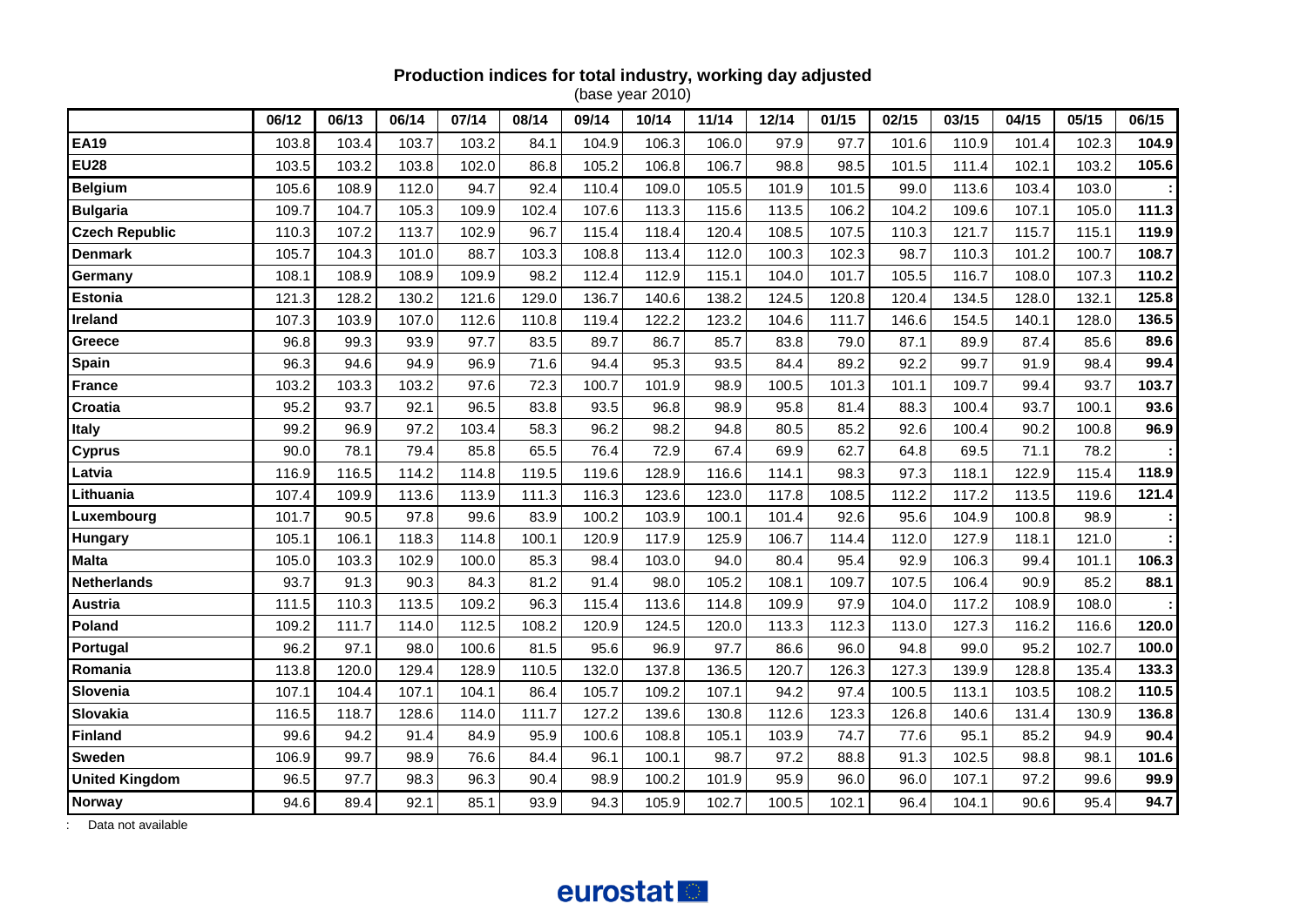## Production indices for total industry, working day adjusted

(base year 2010)

| | 06/12 | 06/13 | 06/14 | 07/14 | 08/14 | 09/14 | 10/14 | 11/14 | 12/14 | 01/15 | 02/15 | 03/15 | 04/15 | 05/15 | 06/15 |
|---|---|---|---|---|---|---|---|---|---|---|---|---|---|---|---|
| **EA19** | 103.8 | 103.4 | 103.7 | 103.2 | 84.1 | 104.9 | 106.3 | 106.0 | 97.9 | 97.7 | 101.6 | 110.9 | 101.4 | 102.3 | **104.9** |
| **EU28** | 103.5 | 103.2 | 103.8 | 102.0 | 86.8 | 105.2 | 106.8 | 106.7 | 98.8 | 98.5 | 101.5 | 111.4 | 102.1 | 103.2 | **105.6** |
| **Belgium** | 105.6 | 108.9 | 112.0 | 94.7 | 92.4 | 110.4 | 109.0 | 105.5 | 101.9 | 101.5 | 99.0 | 113.6 | 103.4 | 103.0 | **:** |
| **Bulgaria** | 109.7 | 104.7 | 105.3 | 109.9 | 102.4 | 107.6 | 113.3 | 115.6 | 113.5 | 106.2 | 104.2 | 109.6 | 107.1 | 105.0 | **111.3** |
| **Czech Republic** | 110.3 | 107.2 | 113.7 | 102.9 | 96.7 | 115.4 | 118.4 | 120.4 | 108.5 | 107.5 | 110.3 | 121.7 | 115.7 | 115.1 | **119.9** |
| **Denmark** | 105.7 | 104.3 | 101.0 | 88.7 | 103.3 | 108.8 | 113.4 | 112.0 | 100.3 | 102.3 | 98.7 | 110.3 | 101.2 | 100.7 | **108.7** |
| **Germany** | 108.1 | 108.9 | 108.9 | 109.9 | 98.2 | 112.4 | 112.9 | 115.1 | 104.0 | 101.7 | 105.5 | 116.7 | 108.0 | 107.3 | **110.2** |
| **Estonia** | 121.3 | 128.2 | 130.2 | 121.6 | 129.0 | 136.7 | 140.6 | 138.2 | 124.5 | 120.8 | 120.4 | 134.5 | 128.0 | 132.1 | **125.8** |
| **Ireland** | 107.3 | 103.9 | 107.0 | 112.6 | 110.8 | 119.4 | 122.2 | 123.2 | 104.6 | 111.7 | 146.6 | 154.5 | 140.1 | 128.0 | **136.5** |
| **Greece** | 96.8 | 99.3 | 93.9 | 97.7 | 83.5 | 89.7 | 86.7 | 85.7 | 83.8 | 79.0 | 87.1 | 89.9 | 87.4 | 85.6 | **89.6** |
| **Spain** | 96.3 | 94.6 | 94.9 | 96.9 | 71.6 | 94.4 | 95.3 | 93.5 | 84.4 | 89.2 | 92.2 | 99.7 | 91.9 | 98.4 | **99.4** |
| **France** | 103.2 | 103.3 | 103.2 | 97.6 | 72.3 | 100.7 | 101.9 | 98.9 | 100.5 | 101.3 | 101.1 | 109.7 | 99.4 | 93.7 | **103.7** |
| **Croatia** | 95.2 | 93.7 | 92.1 | 96.5 | 83.8 | 93.5 | 96.8 | 98.9 | 95.8 | 81.4 | 88.3 | 100.4 | 93.7 | 100.1 | **93.6** |
| **Italy** | 99.2 | 96.9 | 97.2 | 103.4 | 58.3 | 96.2 | 98.2 | 94.8 | 80.5 | 85.2 | 92.6 | 100.4 | 90.2 | 100.8 | **96.9** |
| **Cyprus** | 90.0 | 78.1 | 79.4 | 85.8 | 65.5 | 76.4 | 72.9 | 67.4 | 69.9 | 62.7 | 64.8 | 69.5 | 71.1 | 78.2 | **:** |
| **Latvia** | 116.9 | 116.5 | 114.2 | 114.8 | 119.5 | 119.6 | 128.9 | 116.6 | 114.1 | 98.3 | 97.3 | 118.1 | 122.9 | 115.4 | **118.9** |
| **Lithuania** | 107.4 | 109.9 | 113.6 | 113.9 | 111.3 | 116.3 | 123.6 | 123.0 | 117.8 | 108.5 | 112.2 | 117.2 | 113.5 | 119.6 | **121.4** |
| **Luxembourg** | 101.7 | 90.5 | 97.8 | 99.6 | 83.9 | 100.2 | 103.9 | 100.1 | 101.4 | 92.6 | 95.6 | 104.9 | 100.8 | 98.9 | **:** |
| **Hungary** | 105.1 | 106.1 | 118.3 | 114.8 | 100.1 | 120.9 | 117.9 | 125.9 | 106.7 | 114.4 | 112.0 | 127.9 | 118.1 | 121.0 | **:** |
| **Malta** | 105.0 | 103.3 | 102.9 | 100.0 | 85.3 | 98.4 | 103.0 | 94.0 | 80.4 | 95.4 | 92.9 | 106.3 | 99.4 | 101.1 | **106.3** |
| **Netherlands** | 93.7 | 91.3 | 90.3 | 84.3 | 81.2 | 91.4 | 98.0 | 105.2 | 108.1 | 109.7 | 107.5 | 106.4 | 90.9 | 85.2 | **88.1** |
| **Austria** | 111.5 | 110.3 | 113.5 | 109.2 | 96.3 | 115.4 | 113.6 | 114.8 | 109.9 | 97.9 | 104.0 | 117.2 | 108.9 | 108.0 | **:** |
| **Poland** | 109.2 | 111.7 | 114.0 | 112.5 | 108.2 | 120.9 | 124.5 | 120.0 | 113.3 | 112.3 | 113.0 | 127.3 | 116.2 | 116.6 | **120.0** |
| **Portugal** | 96.2 | 97.1 | 98.0 | 100.6 | 81.5 | 95.6 | 96.9 | 97.7 | 86.6 | 96.0 | 94.8 | 99.0 | 95.2 | 102.7 | **100.0** |
| **Romania** | 113.8 | 120.0 | 129.4 | 128.9 | 110.5 | 132.0 | 137.8 | 136.5 | 120.7 | 126.3 | 127.3 | 139.9 | 128.8 | 135.4 | **133.3** |
| **Slovenia** | 107.1 | 104.4 | 107.1 | 104.1 | 86.4 | 105.7 | 109.2 | 107.1 | 94.2 | 97.4 | 100.5 | 113.1 | 103.5 | 108.2 | **110.5** |
| **Slovakia** | 116.5 | 118.7 | 128.6 | 114.0 | 111.7 | 127.2 | 139.6 | 130.8 | 112.6 | 123.3 | 126.8 | 140.6 | 131.4 | 130.9 | **136.8** |
| **Finland** | 99.6 | 94.2 | 91.4 | 84.9 | 95.9 | 100.6 | 108.8 | 105.1 | 103.9 | 74.7 | 77.6 | 95.1 | 85.2 | 94.9 | **90.4** |
| **Sweden** | 106.9 | 99.7 | 98.9 | 76.6 | 84.4 | 96.1 | 100.1 | 98.7 | 97.2 | 88.8 | 91.3 | 102.5 | 98.8 | 98.1 | **101.6** |
| **United Kingdom** | 96.5 | 97.7 | 98.3 | 96.3 | 90.4 | 98.9 | 100.2 | 101.9 | 95.9 | 96.0 | 96.0 | 107.1 | 97.2 | 99.6 | **99.9** |
| **Norway** | 94.6 | 89.4 | 92.1 | 85.1 | 93.9 | 94.3 | 105.9 | 102.7 | 100.5 | 102.1 | 96.4 | 104.1 | 90.6 | 95.4 | **94.7** |

: Data not available